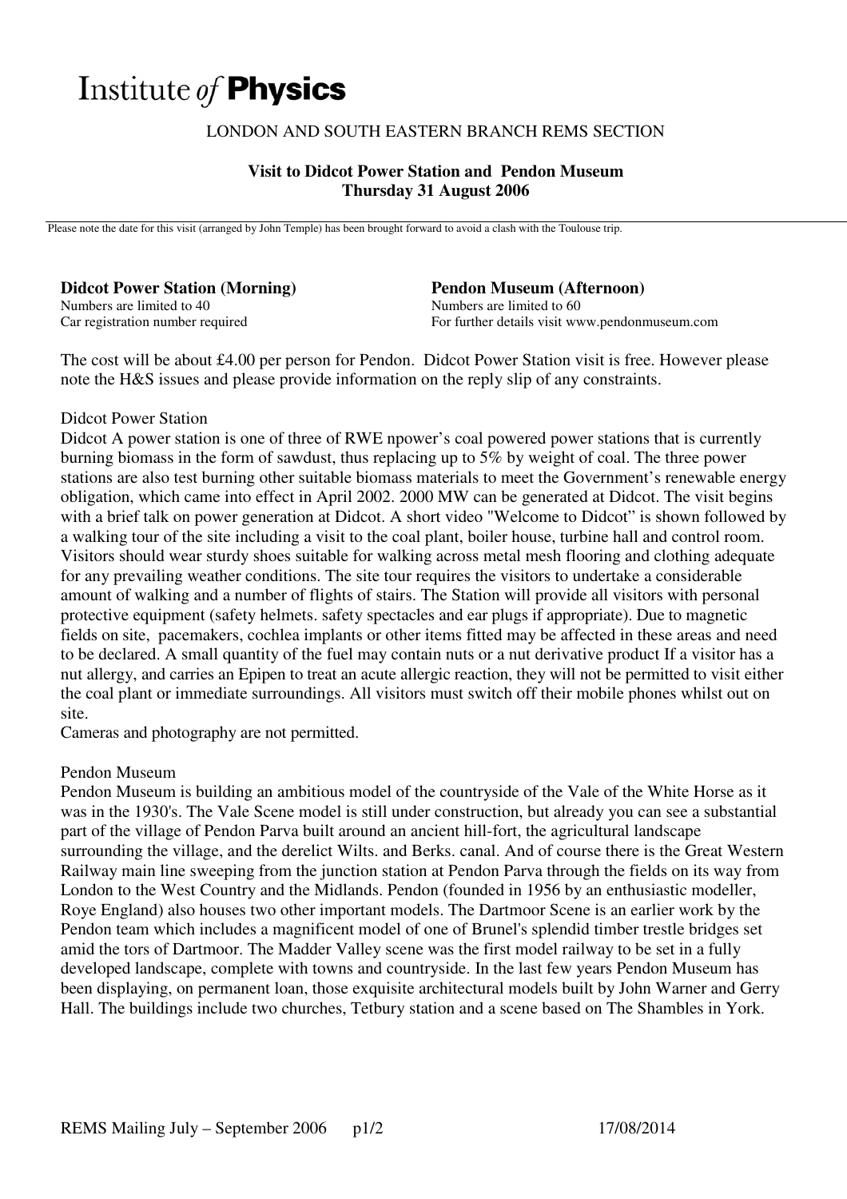# Institute *of* **Physics**

LONDON AND SOUTH EASTERN BRANCH REMS SECTION

**Visit to Didcot Power Station and Pendon Museum**
**Thursday 31 August 2006**

Please note the date for this visit (arranged by John Temple) has been brought forward to avoid a clash with the Toulouse trip.

**Didcot Power Station (Morning)**
Numbers are limited to 40
Car registration number required

**Pendon Museum (Afternoon)**
Numbers are limited to 60
For further details visit www.pendonmuseum.com

The cost will be about £4.00 per person for Pendon. Didcot Power Station visit is free. However please note the H&S issues and please provide information on the reply slip of any constraints.

Didcot Power Station

Didcot A power station is one of three of RWE npower's coal powered power stations that is currently burning biomass in the form of sawdust, thus replacing up to 5% by weight of coal. The three power stations are also test burning other suitable biomass materials to meet the Government's renewable energy obligation, which came into effect in April 2002. 2000 MW can be generated at Didcot. The visit begins with a brief talk on power generation at Didcot. A short video "Welcome to Didcot" is shown followed by a walking tour of the site including a visit to the coal plant, boiler house, turbine hall and control room. Visitors should wear sturdy shoes suitable for walking across metal mesh flooring and clothing adequate for any prevailing weather conditions. The site tour requires the visitors to undertake a considerable amount of walking and a number of flights of stairs. The Station will provide all visitors with personal protective equipment (safety helmets. safety spectacles and ear plugs if appropriate). Due to magnetic fields on site, pacemakers, cochlea implants or other items fitted may be affected in these areas and need to be declared. A small quantity of the fuel may contain nuts or a nut derivative product If a visitor has a nut allergy, and carries an Epipen to treat an acute allergic reaction, they will not be permitted to visit either the coal plant or immediate surroundings. All visitors must switch off their mobile phones whilst out on site.
Cameras and photography are not permitted.

Pendon Museum

Pendon Museum is building an ambitious model of the countryside of the Vale of the White Horse as it was in the 1930's. The Vale Scene model is still under construction, but already you can see a substantial part of the village of Pendon Parva built around an ancient hill-fort, the agricultural landscape surrounding the village, and the derelict Wilts. and Berks. canal. And of course there is the Great Western Railway main line sweeping from the junction station at Pendon Parva through the fields on its way from London to the West Country and the Midlands. Pendon (founded in 1956 by an enthusiastic modeller, Roye England) also houses two other important models. The Dartmoor Scene is an earlier work by the Pendon team which includes a magnificent model of one of Brunel's splendid timber trestle bridges set amid the tors of Dartmoor. The Madder Valley scene was the first model railway to be set in a fully developed landscape, complete with towns and countryside. In the last few years Pendon Museum has been displaying, on permanent loan, those exquisite architectural models built by John Warner and Gerry Hall. The buildings include two churches, Tetbury station and a scene based on The Shambles in York.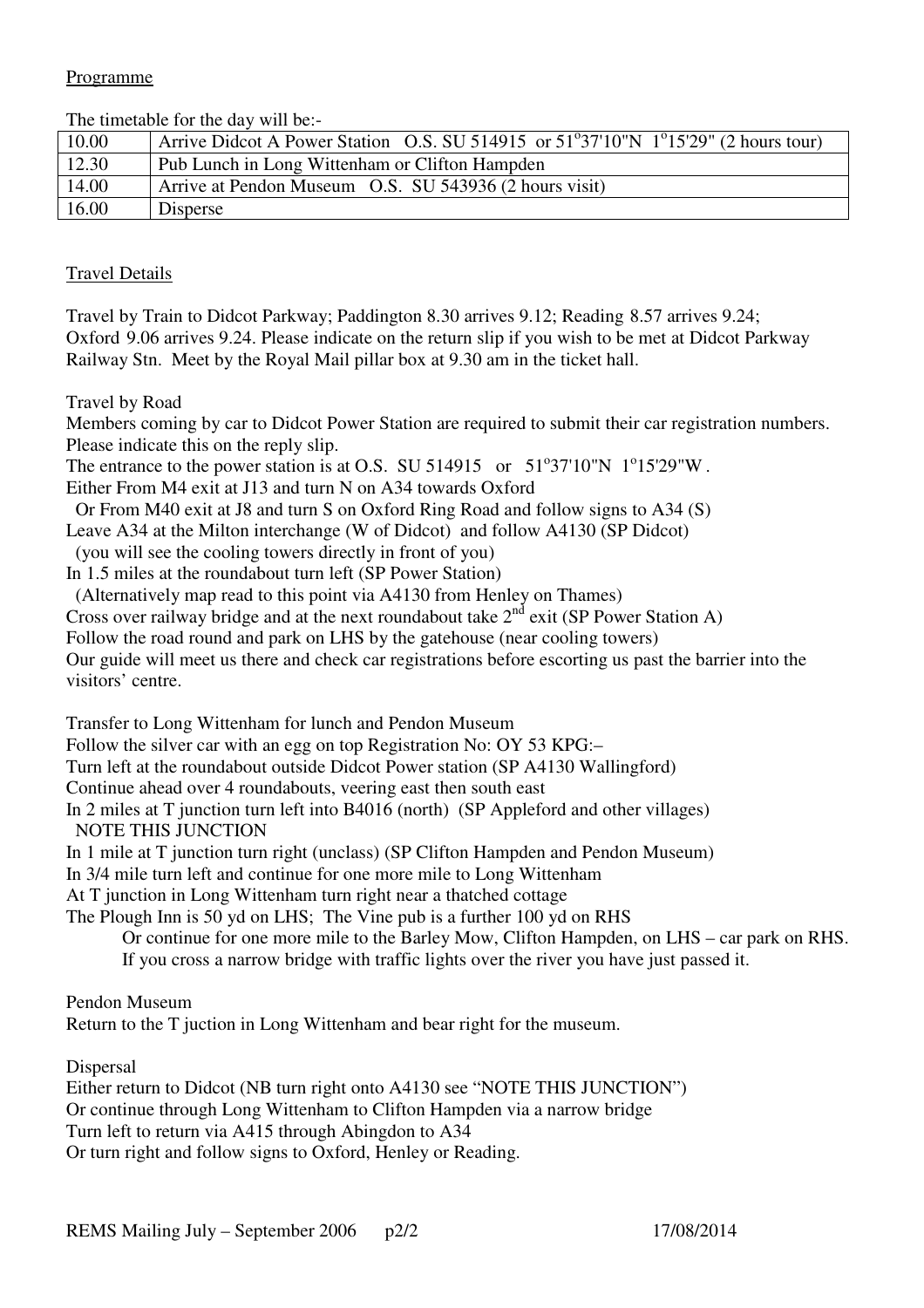## Programme

The timetable for the day will be:-

| | |
|---|---|
| 10.00 | Arrive Didcot A Power Station O.S. SU 514915 or 51°37'10"N 1°15'29" (2 hours tour) |
| 12.30 | Pub Lunch in Long Wittenham or Clifton Hampden |
| 14.00 | Arrive at Pendon Museum O.S. SU 543936 (2 hours visit) |
| 16.00 | Disperse |

## Travel Details

Travel by Train to Didcot Parkway; Paddington 8.30 arrives 9.12; Reading 8.57 arrives 9.24; Oxford 9.06 arrives 9.24. Please indicate on the return slip if you wish to be met at Didcot Parkway Railway Stn. Meet by the Royal Mail pillar box at 9.30 am in the ticket hall.

Travel by Road

Members coming by car to Didcot Power Station are required to submit their car registration numbers. Please indicate this on the reply slip.

The entrance to the power station is at O.S. SU 514915 or 51°37'10"N 1°15'29"W.

Either From M4 exit at J13 and turn N on A34 towards Oxford

Or From M40 exit at J8 and turn S on Oxford Ring Road and follow signs to A34 (S)

Leave A34 at the Milton interchange (W of Didcot) and follow A4130 (SP Didcot)

(you will see the cooling towers directly in front of you)

In 1.5 miles at the roundabout turn left (SP Power Station)

(Alternatively map read to this point via A4130 from Henley on Thames)

Cross over railway bridge and at the next roundabout take 2nd exit (SP Power Station A)

Follow the road round and park on LHS by the gatehouse (near cooling towers)

Our guide will meet us there and check car registrations before escorting us past the barrier into the visitors' centre.

Transfer to Long Wittenham for lunch and Pendon Museum

Follow the silver car with an egg on top Registration No: OY 53 KPG:–

Turn left at the roundabout outside Didcot Power station (SP A4130 Wallingford)

Continue ahead over 4 roundabouts, veering east then south east

In 2 miles at T junction turn left into B4016 (north) (SP Appleford and other villages)

NOTE THIS JUNCTION

In 1 mile at T junction turn right (unclass) (SP Clifton Hampden and Pendon Museum)

In 3/4 mile turn left and continue for one more mile to Long Wittenham

At T junction in Long Wittenham turn right near a thatched cottage

The Plough Inn is 50 yd on LHS; The Vine pub is a further 100 yd on RHS

Or continue for one more mile to the Barley Mow, Clifton Hampden, on LHS – car park on RHS.
If you cross a narrow bridge with traffic lights over the river you have just passed it.

Pendon Museum

Return to the T juction in Long Wittenham and bear right for the museum.

Dispersal

Either return to Didcot (NB turn right onto A4130 see "NOTE THIS JUNCTION")

Or continue through Long Wittenham to Clifton Hampden via a narrow bridge

Turn left to return via A415 through Abingdon to A34

Or turn right and follow signs to Oxford, Henley or Reading.